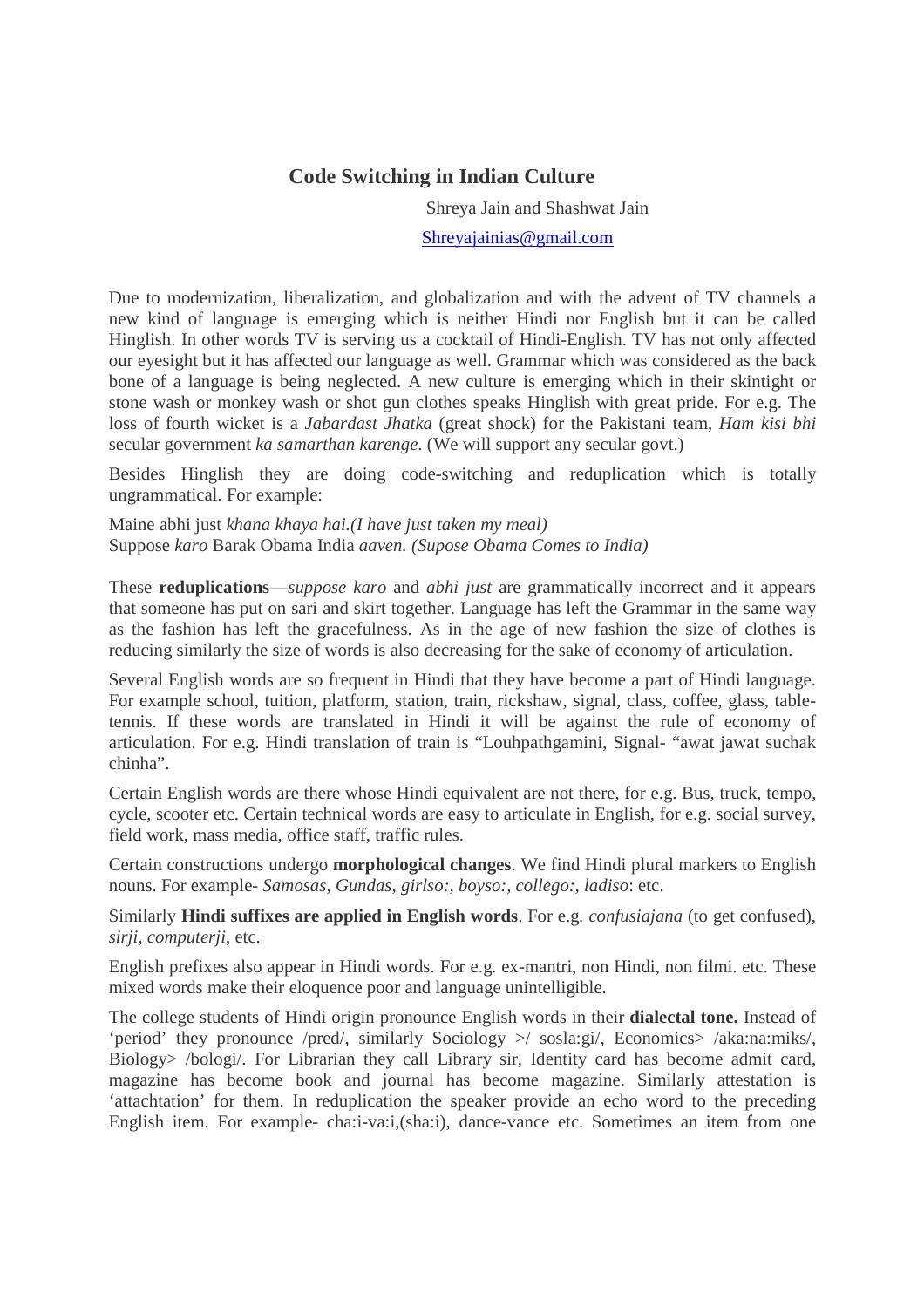# Code Switching in Indian Culture

Shreya Jain and Shashwat Jain

Shreyajainias@gmail.com

Due to modernization, liberalization, and globalization and with the advent of TV channels a new kind of language is emerging which is neither Hindi nor English but it can be called Hinglish. In other words TV is serving us a cocktail of Hindi-English. TV has not only affected our eyesight but it has affected our language as well. Grammar which was considered as the back bone of a language is being neglected. A new culture is emerging which in their skintight or stone wash or monkey wash or shot gun clothes speaks Hinglish with great pride. For e.g. The loss of fourth wicket is a *Jabardast Jhatka* (great shock) for the Pakistani team, *Ham kisi bhi* secular government *ka samarthan karenge*. (We will support any secular govt.)

Besides Hinglish they are doing code-switching and reduplication which is totally ungrammatical. For example:

Maine abhi just *khana khaya hai.(I have just taken my meal)*
Suppose *karo* Barak Obama India *aaven. (Supose Obama Comes to India)*

These **reduplications**—*suppose karo* and *abhi just* are grammatically incorrect and it appears that someone has put on sari and skirt together. Language has left the Grammar in the same way as the fashion has left the gracefulness. As in the age of new fashion the size of clothes is reducing similarly the size of words is also decreasing for the sake of economy of articulation.

Several English words are so frequent in Hindi that they have become a part of Hindi language. For example school, tuition, platform, station, train, rickshaw, signal, class, coffee, glass, table-tennis. If these words are translated in Hindi it will be against the rule of economy of articulation. For e.g. Hindi translation of train is "Louhpathgamini, Signal- "awat jawat suchak chinha".

Certain English words are there whose Hindi equivalent are not there, for e.g. Bus, truck, tempo, cycle, scooter etc. Certain technical words are easy to articulate in English, for e.g. social survey, field work, mass media, office staff, traffic rules.

Certain constructions undergo **morphological changes**. We find Hindi plural markers to English nouns. For example- *Samosas, Gundas, girlso:, boyso:, collego:, ladiso*: etc.

Similarly **Hindi suffixes are applied in English words**. For e.g. *confusiajana* (to get confused), *sirji*, *computerji*, etc.

English prefixes also appear in Hindi words. For e.g. ex-mantri, non Hindi, non filmi. etc. These mixed words make their eloquence poor and language unintelligible.

The college students of Hindi origin pronounce English words in their **dialectal tone.** Instead of 'period' they pronounce /pred/, similarly Sociology >/ sosla:gi/, Economics> /aka:na:miks/, Biology> /bologi/. For Librarian they call Library sir, Identity card has become admit card, magazine has become book and journal has become magazine. Similarly attestation is 'attachtation' for them. In reduplication the speaker provide an echo word to the preceding English item. For example- cha:i-va:i,(sha:i), dance-vance etc. Sometimes an item from one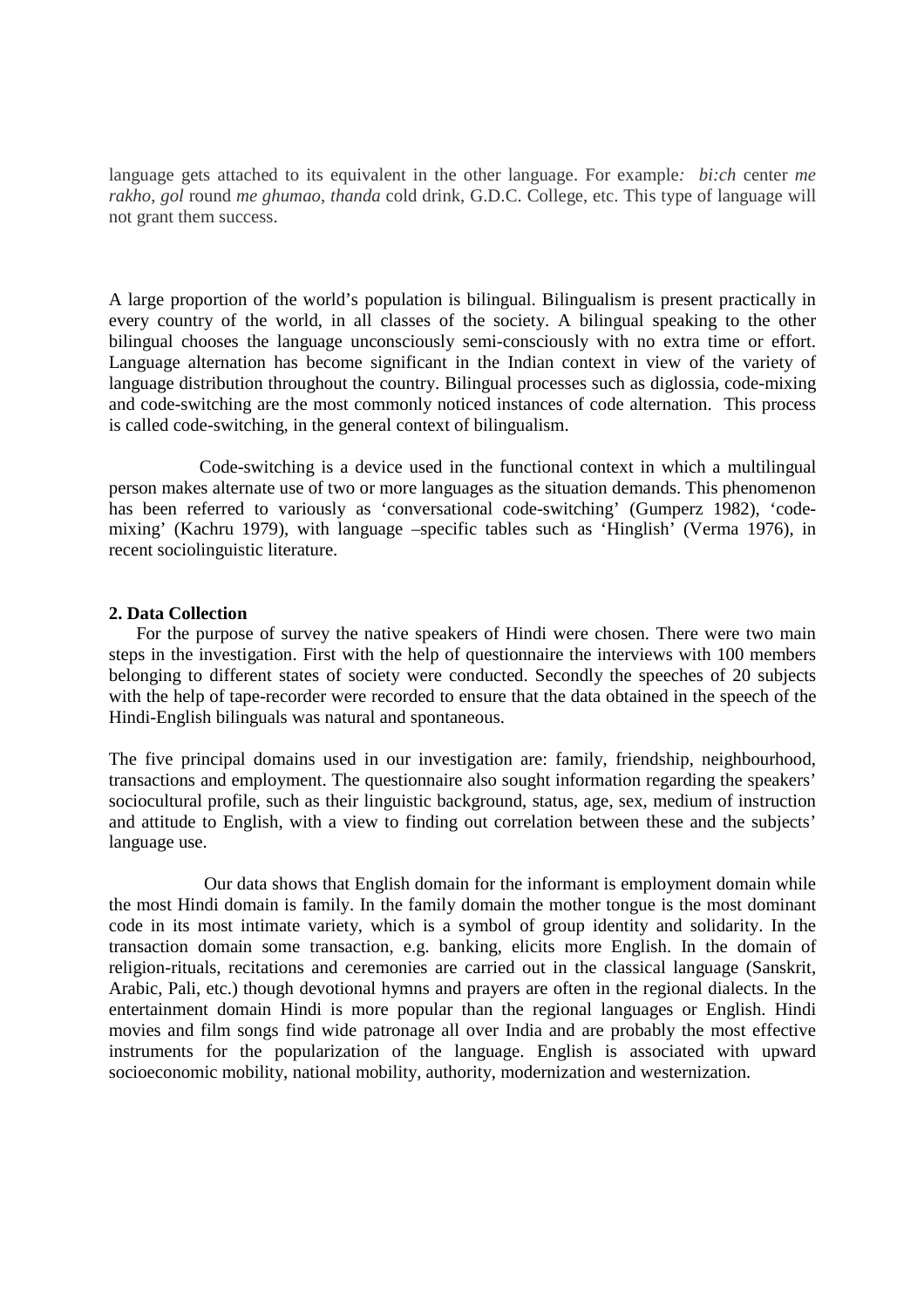language gets attached to its equivalent in the other language. For example*: bi:ch* center *me rakho*, *gol* round *me ghumao*, *thanda* cold drink, G.D.C. College, etc. This type of language will not grant them success.

A large proportion of the world's population is bilingual. Bilingualism is present practically in every country of the world, in all classes of the society. A bilingual speaking to the other bilingual chooses the language unconsciously semi-consciously with no extra time or effort. Language alternation has become significant in the Indian context in view of the variety of language distribution throughout the country. Bilingual processes such as diglossia, code-mixing and code-switching are the most commonly noticed instances of code alternation. This process is called code-switching, in the general context of bilingualism.

Code-switching is a device used in the functional context in which a multilingual person makes alternate use of two or more languages as the situation demands. This phenomenon has been referred to variously as 'conversational code-switching' (Gumperz 1982), 'code-mixing' (Kachru 1979), with language –specific tables such as 'Hinglish' (Verma 1976), in recent sociolinguistic literature.

**2. Data Collection**

For the purpose of survey the native speakers of Hindi were chosen. There were two main steps in the investigation. First with the help of questionnaire the interviews with 100 members belonging to different states of society were conducted. Secondly the speeches of 20 subjects with the help of tape-recorder were recorded to ensure that the data obtained in the speech of the Hindi-English bilinguals was natural and spontaneous.

The five principal domains used in our investigation are: family, friendship, neighbourhood, transactions and employment. The questionnaire also sought information regarding the speakers' sociocultural profile, such as their linguistic background, status, age, sex, medium of instruction and attitude to English, with a view to finding out correlation between these and the subjects' language use.

Our data shows that English domain for the informant is employment domain while the most Hindi domain is family. In the family domain the mother tongue is the most dominant code in its most intimate variety, which is a symbol of group identity and solidarity. In the transaction domain some transaction, e.g. banking, elicits more English. In the domain of religion-rituals, recitations and ceremonies are carried out in the classical language (Sanskrit, Arabic, Pali, etc.) though devotional hymns and prayers are often in the regional dialects. In the entertainment domain Hindi is more popular than the regional languages or English. Hindi movies and film songs find wide patronage all over India and are probably the most effective instruments for the popularization of the language. English is associated with upward socioeconomic mobility, national mobility, authority, modernization and westernization.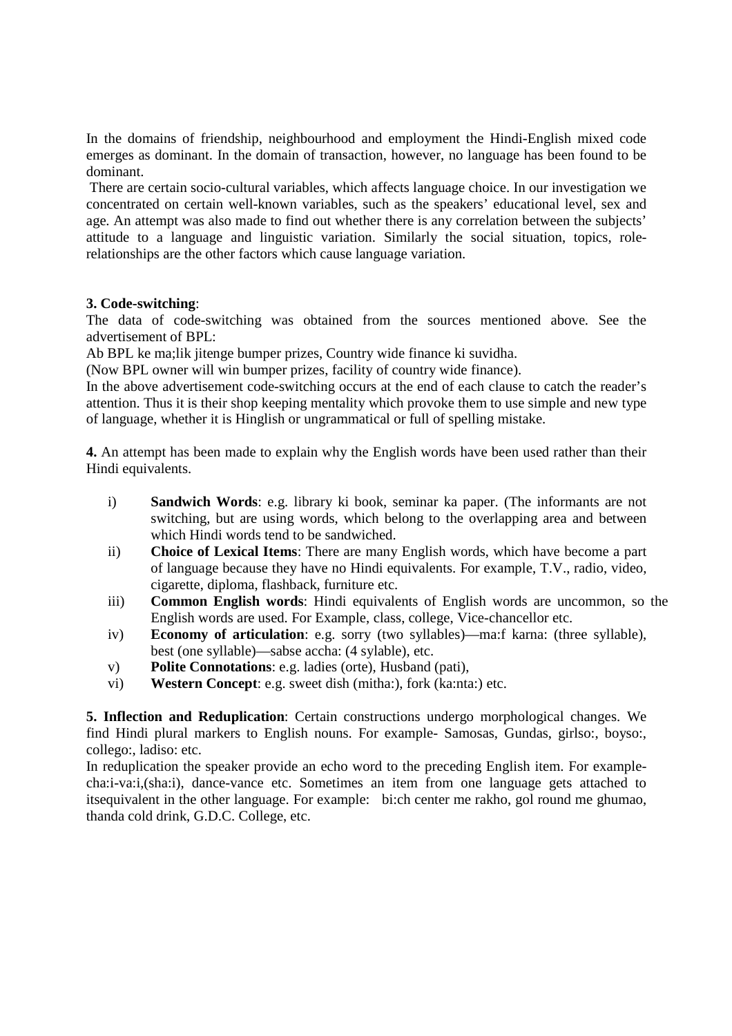In the domains of friendship, neighbourhood and employment the Hindi-English mixed code emerges as dominant. In the domain of transaction, however, no language has been found to be dominant.

There are certain socio-cultural variables, which affects language choice. In our investigation we concentrated on certain well-known variables, such as the speakers' educational level, sex and age. An attempt was also made to find out whether there is any correlation between the subjects' attitude to a language and linguistic variation. Similarly the social situation, topics, role-relationships are the other factors which cause language variation.

**3. Code-switching**:

The data of code-switching was obtained from the sources mentioned above. See the advertisement of BPL:

Ab BPL ke ma;lik jitenge bumper prizes, Country wide finance ki suvidha.

(Now BPL owner will win bumper prizes, facility of country wide finance).

In the above advertisement code-switching occurs at the end of each clause to catch the reader's attention. Thus it is their shop keeping mentality which provoke them to use simple and new type of language, whether it is Hinglish or ungrammatical or full of spelling mistake.

**4.** An attempt has been made to explain why the English words have been used rather than their Hindi equivalents.

i) **Sandwich Words**: e.g. library ki book, seminar ka paper. (The informants are not switching, but are using words, which belong to the overlapping area and between which Hindi words tend to be sandwiched.

ii) **Choice of Lexical Items**: There are many English words, which have become a part of language because they have no Hindi equivalents. For example, T.V., radio, video, cigarette, diploma, flashback, furniture etc.

iii) **Common English words**: Hindi equivalents of English words are uncommon, so the English words are used. For Example, class, college, Vice-chancellor etc.

iv) **Economy of articulation**: e.g. sorry (two syllables)—ma:f karna: (three syllable), best (one syllable)—sabse accha: (4 sylable), etc.

v) **Polite Connotations**: e.g. ladies (orte), Husband (pati),

vi) **Western Concept**: e.g. sweet dish (mitha:), fork (ka:nta:) etc.

**5. Inflection and Reduplication**: Certain constructions undergo morphological changes. We find Hindi plural markers to English nouns. For example- Samosas, Gundas, girlso:, boyso:, collego:, ladiso: etc.

In reduplication the speaker provide an echo word to the preceding English item. For example-cha:i-va:i,(sha:i), dance-vance etc. Sometimes an item from one language gets attached to itsequivalent in the other language. For example: bi:ch center me rakho, gol round me ghumao, thanda cold drink, G.D.C. College, etc.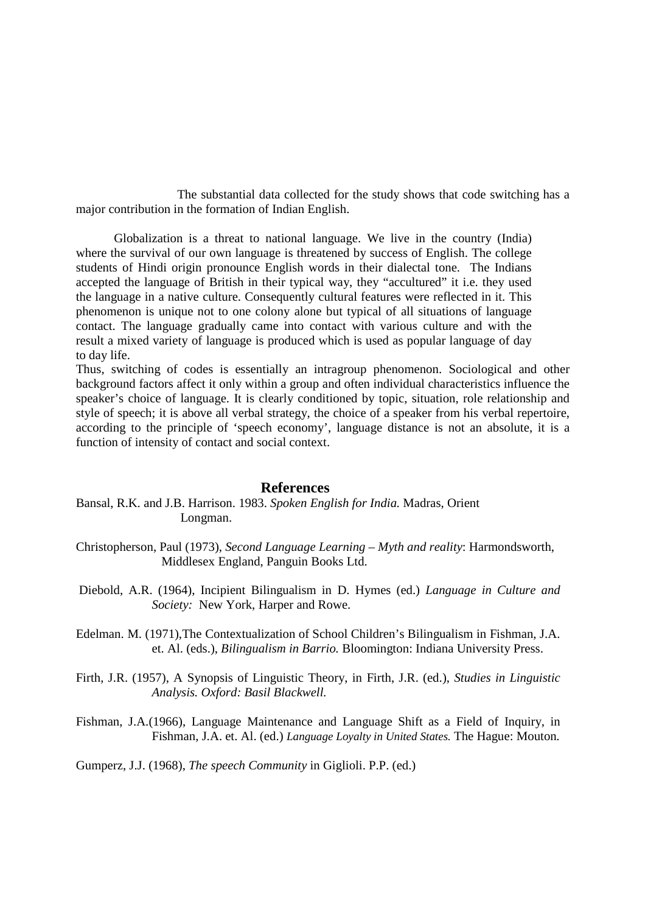The substantial data collected for the study shows that code switching has a major contribution in the formation of Indian English.

Globalization is a threat to national language. We live in the country (India) where the survival of our own language is threatened by success of English. The college students of Hindi origin pronounce English words in their dialectal tone. The Indians accepted the language of British in their typical way, they "accultured" it i.e. they used the language in a native culture. Consequently cultural features were reflected in it. This phenomenon is unique not to one colony alone but typical of all situations of language contact. The language gradually came into contact with various culture and with the result a mixed variety of language is produced which is used as popular language of day to day life.

Thus, switching of codes is essentially an intragroup phenomenon. Sociological and other background factors affect it only within a group and often individual characteristics influence the speaker's choice of language. It is clearly conditioned by topic, situation, role relationship and style of speech; it is above all verbal strategy, the choice of a speaker from his verbal repertoire, according to the principle of 'speech economy', language distance is not an absolute, it is a function of intensity of contact and social context.

## References

Bansal, R.K. and J.B. Harrison. 1983. *Spoken English for India.* Madras, Orient Longman.

Christopherson, Paul (1973), *Second Language Learning – Myth and reality*: Harmondsworth, Middlesex England, Panguin Books Ltd.

Diebold, A.R. (1964), Incipient Bilingualism in D. Hymes (ed.) *Language in Culture and Society:* New York, Harper and Rowe.

Edelman. M. (1971),The Contextualization of School Children's Bilingualism in Fishman, J.A. et. Al. (eds.), *Bilingualism in Barrio.* Bloomington: Indiana University Press.

Firth, J.R. (1957), A Synopsis of Linguistic Theory, in Firth, J.R. (ed.), *Studies in Linguistic Analysis. Oxford: Basil Blackwell.*

Fishman, J.A.(1966), Language Maintenance and Language Shift as a Field of Inquiry, in Fishman, J.A. et. Al. (ed.) *Language Loyalty in United States.* The Hague: Mouton.

Gumperz, J.J. (1968), *The speech Community* in Giglioli. P.P. (ed.)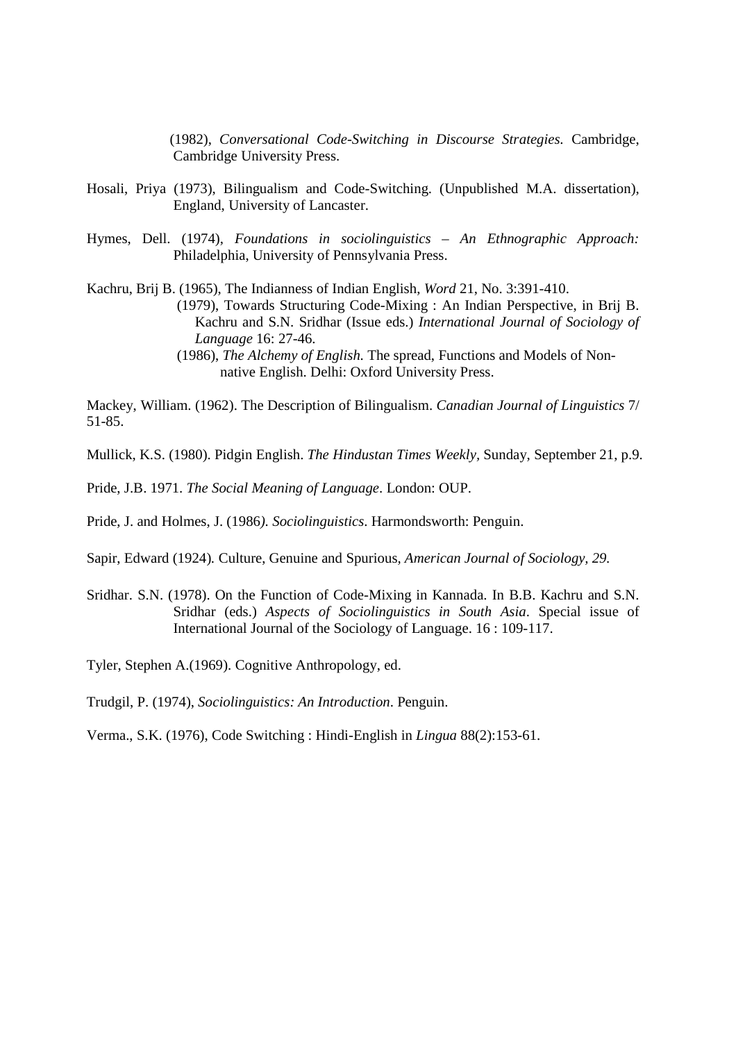(1982), *Conversational Code-Switching in Discourse Strategies*. Cambridge, Cambridge University Press.

Hosali, Priya (1973), Bilingualism and Code-Switching. (Unpublished M.A. dissertation), England, University of Lancaster.

Hymes, Dell. (1974), *Foundations in sociolinguistics – An Ethnographic Approach:* Philadelphia, University of Pennsylvania Press.

Kachru, Brij B. (1965), The Indianness of Indian English, *Word* 21, No. 3:391-410.

(1979), Towards Structuring Code-Mixing : An Indian Perspective, in Brij B. Kachru and S.N. Sridhar (Issue eds.) *International Journal of Sociology of Language* 16: 27-46.

(1986), *The Alchemy of English.* The spread, Functions and Models of Non-native English. Delhi: Oxford University Press.

Mackey, William. (1962). The Description of Bilingualism. *Canadian Journal of Linguistics* 7/ 51-85.

Mullick, K.S. (1980). Pidgin English. *The Hindustan Times Weekly*, Sunday, September 21, p.9.

Pride, J.B. 1971. *The Social Meaning of Language*. London: OUP.

Pride, J. and Holmes, J. (1986*). Sociolinguistics*. Harmondsworth: Penguin.

Sapir, Edward (1924)*.* Culture, Genuine and Spurious, *American Journal of Sociology, 29.*

Sridhar. S.N. (1978). On the Function of Code-Mixing in Kannada. In B.B. Kachru and S.N. Sridhar (eds.) *Aspects of Sociolinguistics in South Asia*. Special issue of International Journal of the Sociology of Language. 16 : 109-117.

Tyler, Stephen A.(1969). Cognitive Anthropology, ed.

Trudgil, P. (1974), *Sociolinguistics: An Introduction*. Penguin.

Verma., S.K. (1976), Code Switching : Hindi-English in *Lingua* 88(2):153-61.